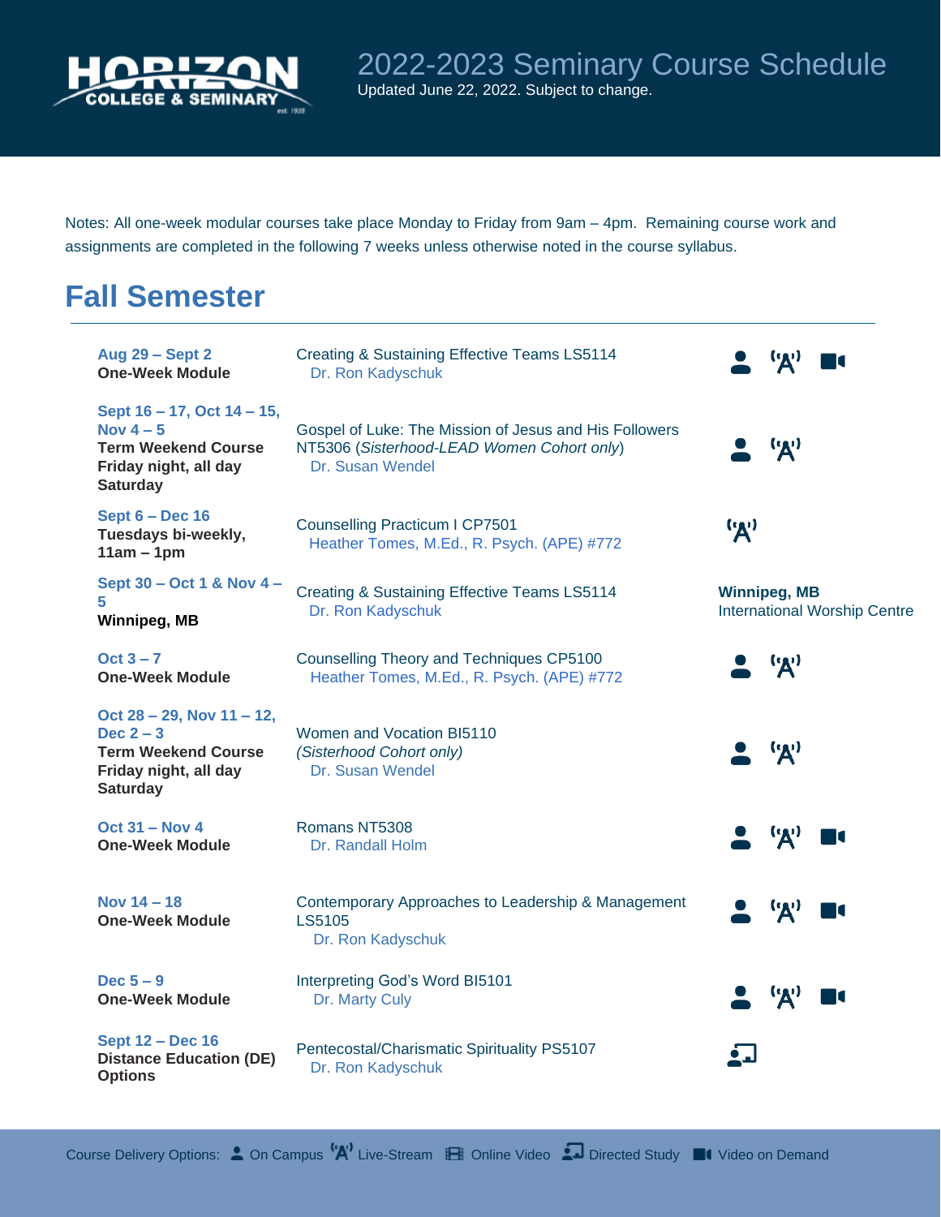# 2022-2023 Seminary Course Schedule

Updated June 22, 2022. Subject to change.

Notes: All one-week modular courses take place Monday to Friday from 9am – 4pm. Remaining course work and assignments are completed in the following 7 weeks unless otherwise noted in the course syllabus.

## Fall Semester

| Dates | Course | Delivery Options |
|---|---|---|
| **Aug 29 – Sept 2**<br>**One-Week Module** | Creating & Sustaining Effective Teams LS5114<br>Dr. Ron Kadyschuk | On Campus, Live-Stream, Video on Demand |
| **Sept 16 – 17, Oct 14 – 15, Nov 4 – 5**<br>**Term Weekend Course Friday night, all day Saturday** | Gospel of Luke: The Mission of Jesus and His Followers NT5306 (*Sisterhood-LEAD Women Cohort only*)<br>Dr. Susan Wendel | On Campus, Live-Stream |
| **Sept 6 – Dec 16**<br>**Tuesdays bi-weekly, 11am – 1pm** | Counselling Practicum I CP7501<br>Heather Tomes, M.Ed., R. Psych. (APE) #772 | Live-Stream |
| **Sept 30 – Oct 1 & Nov 4 – 5**<br>**Winnipeg, MB** | Creating & Sustaining Effective Teams LS5114<br>Dr. Ron Kadyschuk | **Winnipeg, MB**<br>International Worship Centre |
| **Oct 3 – 7**<br>**One-Week Module** | Counselling Theory and Techniques CP5100<br>Heather Tomes, M.Ed., R. Psych. (APE) #772 | On Campus, Live-Stream |
| **Oct 28 – 29, Nov 11 – 12, Dec 2 – 3**<br>**Term Weekend Course Friday night, all day Saturday** | Women and Vocation BI5110<br>*(Sisterhood Cohort only)*<br>Dr. Susan Wendel | On Campus, Live-Stream |
| **Oct 31 – Nov 4**<br>**One-Week Module** | Romans NT5308<br>Dr. Randall Holm | On Campus, Live-Stream, Video on Demand |
| **Nov 14 – 18**<br>**One-Week Module** | Contemporary Approaches to Leadership & Management LS5105<br>Dr. Ron Kadyschuk | On Campus, Live-Stream, Video on Demand |
| **Dec 5 – 9**<br>**One-Week Module** | Interpreting God's Word BI5101<br>Dr. Marty Culy | On Campus, Live-Stream, Video on Demand |
| **Sept 12 – Dec 16**<br>**Distance Education (DE) Options** | Pentecostal/Charismatic Spirituality PS5107<br>Dr. Ron Kadyschuk | Directed Study |

Course Delivery Options: On Campus | Live-Stream | Online Video | Directed Study | Video on Demand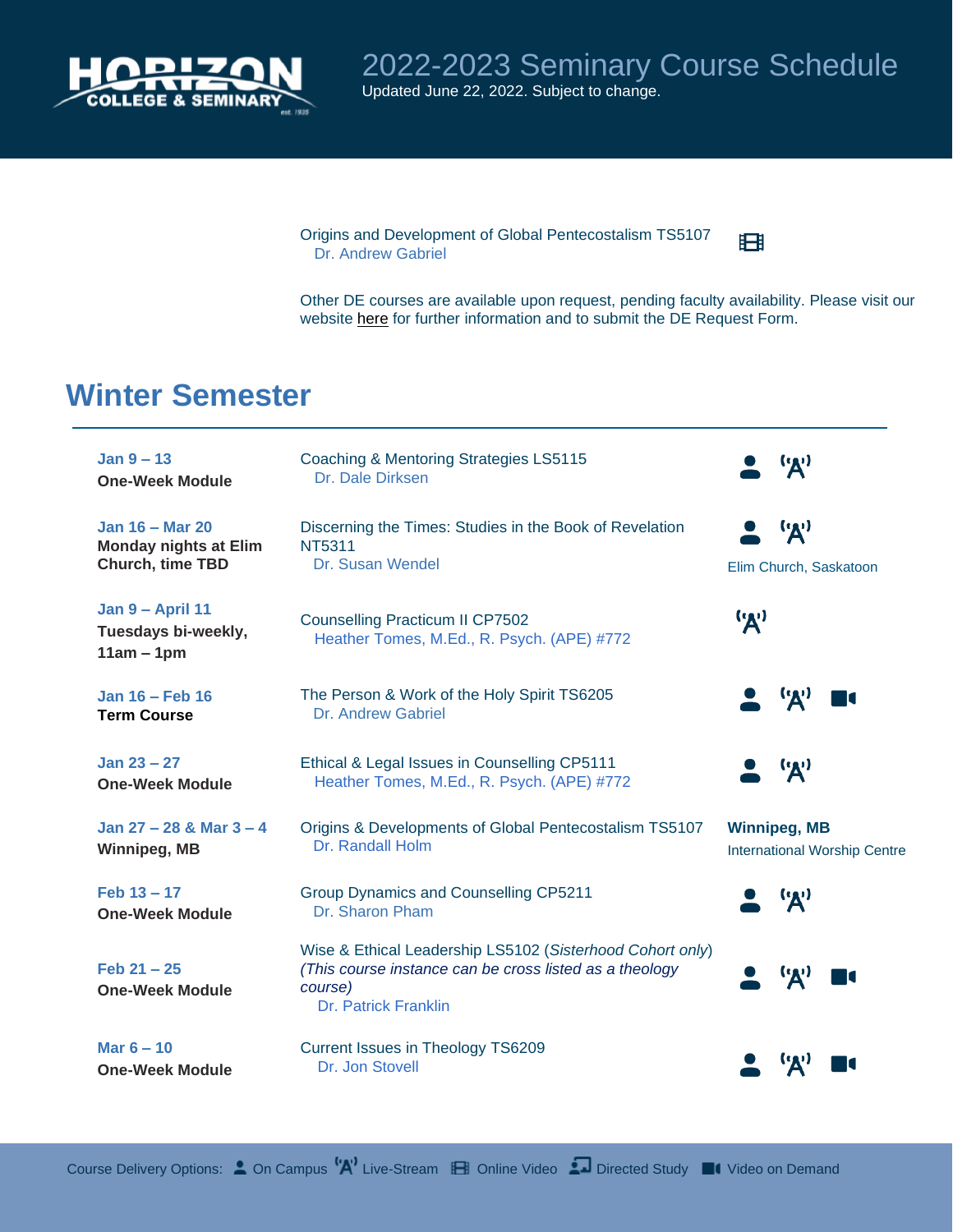Origins and Development of Global Pentecostalism TS5107 — Online Video
Dr. Andrew Gabriel

Other DE courses are available upon request, pending faculty availability. Please visit our website here for further information and to submit the DE Request Form.

## Winter Semester

| Dates | Course | Delivery |
|---|---|---|
| **Jan 9 – 13**<br>**One-Week Module** | Coaching & Mentoring Strategies LS5115<br>Dr. Dale Dirksen | On Campus, Live-Stream |
| **Jan 16 – Mar 20**<br>**Monday nights at Elim Church, time TBD** | Discerning the Times: Studies in the Book of Revelation NT5311<br>Dr. Susan Wendel | On Campus, Live-Stream<br>Elim Church, Saskatoon |
| **Jan 9 – April 11**<br>**Tuesdays bi-weekly, 11am – 1pm** | Counselling Practicum II CP7502<br>Heather Tomes, M.Ed., R. Psych. (APE) #772 | Live-Stream |
| **Jan 16 – Feb 16**<br>**Term Course** | The Person & Work of the Holy Spirit TS6205<br>Dr. Andrew Gabriel | On Campus, Live-Stream, Video on Demand |
| **Jan 23 – 27**<br>**One-Week Module** | Ethical & Legal Issues in Counselling CP5111<br>Heather Tomes, M.Ed., R. Psych. (APE) #772 | On Campus, Live-Stream |
| **Jan 27 – 28 & Mar 3 – 4**<br>**Winnipeg, MB** | Origins & Developments of Global Pentecostalism TS5107<br>Dr. Randall Holm | **Winnipeg, MB**<br>International Worship Centre |
| **Feb 13 – 17**<br>**One-Week Module** | Group Dynamics and Counselling CP5211<br>Dr. Sharon Pham | On Campus, Live-Stream |
| **Feb 21 – 25**<br>**One-Week Module** | Wise & Ethical Leadership LS5102 (*Sisterhood Cohort only*)<br>*(This course instance can be cross listed as a theology course)*<br>Dr. Patrick Franklin | On Campus, Live-Stream, Video on Demand |
| **Mar 6 – 10**<br>**One-Week Module** | Current Issues in Theology TS6209<br>Dr. Jon Stovell | On Campus, Live-Stream, Video on Demand |

Course Delivery Options: On Campus, Live-Stream, Online Video, Directed Study, Video on Demand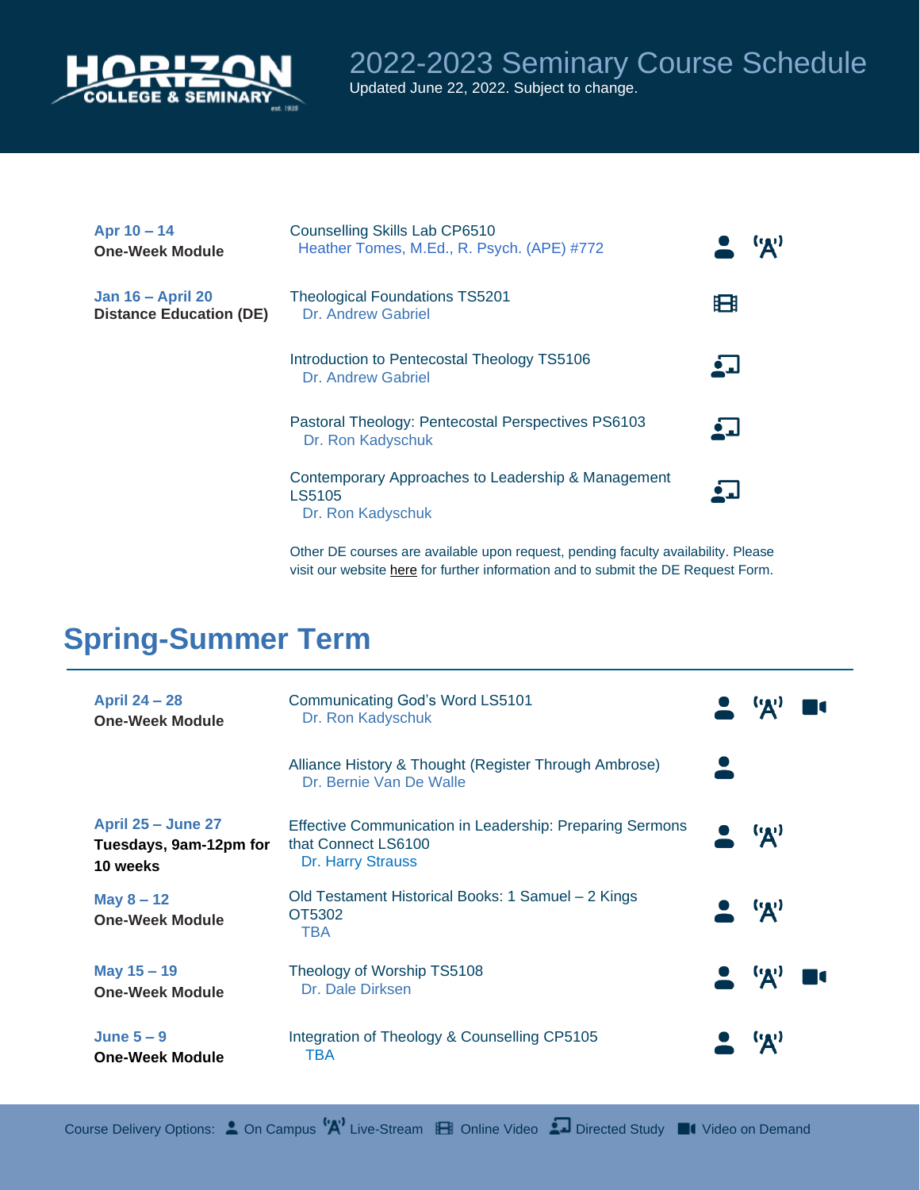# 2022-2023 Seminary Course Schedule

Updated June 22, 2022. Subject to change.

| Dates | Course | Delivery |
|---|---|---|
| **Apr 10 – 14**<br>**One-Week Module** | Counselling Skills Lab CP6510<br>Heather Tomes, M.Ed., R. Psych. (APE) #772 | On Campus, Live-Stream |
| **Jan 16 – April 20**<br>**Distance Education (DE)** | Theological Foundations TS5201<br>Dr. Andrew Gabriel | Online Video |
| | Introduction to Pentecostal Theology TS5106<br>Dr. Andrew Gabriel | Directed Study |
| | Pastoral Theology: Pentecostal Perspectives PS6103<br>Dr. Ron Kadyschuk | Directed Study |
| | Contemporary Approaches to Leadership & Management LS5105<br>Dr. Ron Kadyschuk | Directed Study |

Other DE courses are available upon request, pending faculty availability. Please visit our website here for further information and to submit the DE Request Form.

## Spring-Summer Term

| Dates | Course | Delivery |
|---|---|---|
| **April 24 – 28**<br>**One-Week Module** | Communicating God's Word LS5101<br>Dr. Ron Kadyschuk | On Campus, Live-Stream, Video on Demand |
| | Alliance History & Thought (Register Through Ambrose)<br>Dr. Bernie Van De Walle | On Campus |
| **April 25 – June 27**<br>**Tuesdays, 9am-12pm for 10 weeks** | Effective Communication in Leadership: Preparing Sermons that Connect LS6100<br>Dr. Harry Strauss | On Campus, Live-Stream |
| **May 8 – 12**<br>**One-Week Module** | Old Testament Historical Books: 1 Samuel – 2 Kings OT5302<br>TBA | On Campus, Live-Stream |
| **May 15 – 19**<br>**One-Week Module** | Theology of Worship TS5108<br>Dr. Dale Dirksen | On Campus, Live-Stream, Video on Demand |
| **June 5 – 9**<br>**One-Week Module** | Integration of Theology & Counselling CP5105<br>TBA | On Campus, Live-Stream |

Course Delivery Options: On Campus | Live-Stream | Online Video | Directed Study | Video on Demand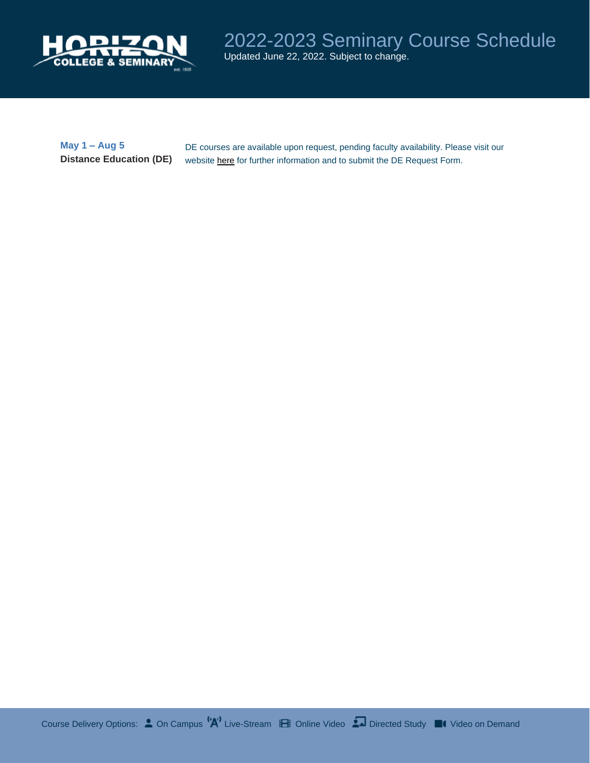# 2022-2023 Seminary Course Schedule

Updated June 22, 2022. Subject to change.

**May 1 – Aug 5**
**Distance Education (DE)**

DE courses are available upon request, pending faculty availability. Please visit our website here for further information and to submit the DE Request Form.

Course Delivery Options: On Campus Live-Stream Online Video Directed Study Video on Demand